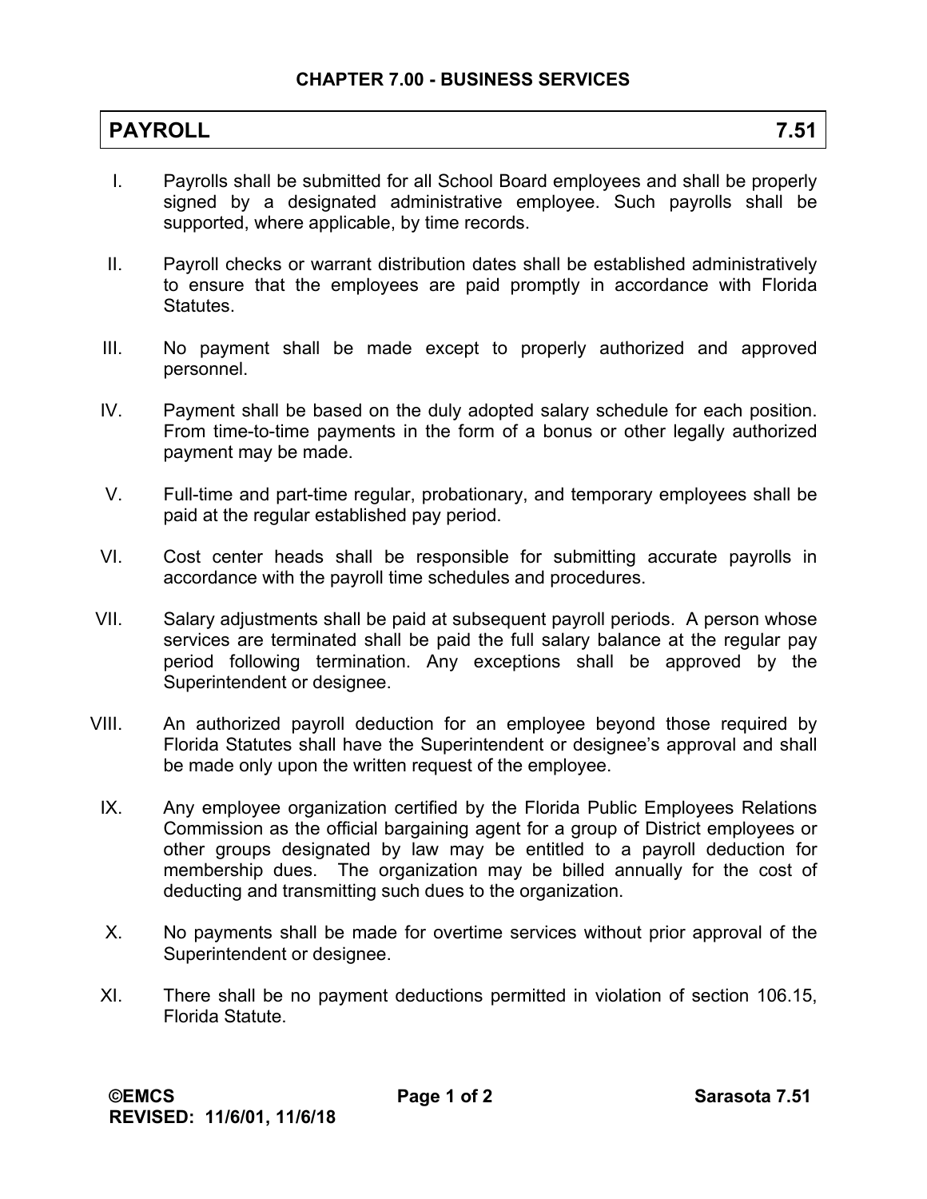## CHAPTER 7.00 - BUSINESS SERVICES

# PAYROLL 7.51

I. Payrolls shall be submitted for all School Board employees and shall be properly signed by a designated administrative employee. Such payrolls shall be supported, where applicable, by time records.

II. Payroll checks or warrant distribution dates shall be established administratively to ensure that the employees are paid promptly in accordance with Florida Statutes.

III. No payment shall be made except to properly authorized and approved personnel.

IV. Payment shall be based on the duly adopted salary schedule for each position. From time-to-time payments in the form of a bonus or other legally authorized payment may be made.

V. Full-time and part-time regular, probationary, and temporary employees shall be paid at the regular established pay period.

VI. Cost center heads shall be responsible for submitting accurate payrolls in accordance with the payroll time schedules and procedures.

VII. Salary adjustments shall be paid at subsequent payroll periods. A person whose services are terminated shall be paid the full salary balance at the regular pay period following termination. Any exceptions shall be approved by the Superintendent or designee.

VIII. An authorized payroll deduction for an employee beyond those required by Florida Statutes shall have the Superintendent or designee's approval and shall be made only upon the written request of the employee.

IX. Any employee organization certified by the Florida Public Employees Relations Commission as the official bargaining agent for a group of District employees or other groups designated by law may be entitled to a payroll deduction for membership dues. The organization may be billed annually for the cost of deducting and transmitting such dues to the organization.

X. No payments shall be made for overtime services without prior approval of the Superintendent or designee.

XI. There shall be no payment deductions permitted in violation of section 106.15, Florida Statute.

©EMCS
REVISED: 11/6/01, 11/6/18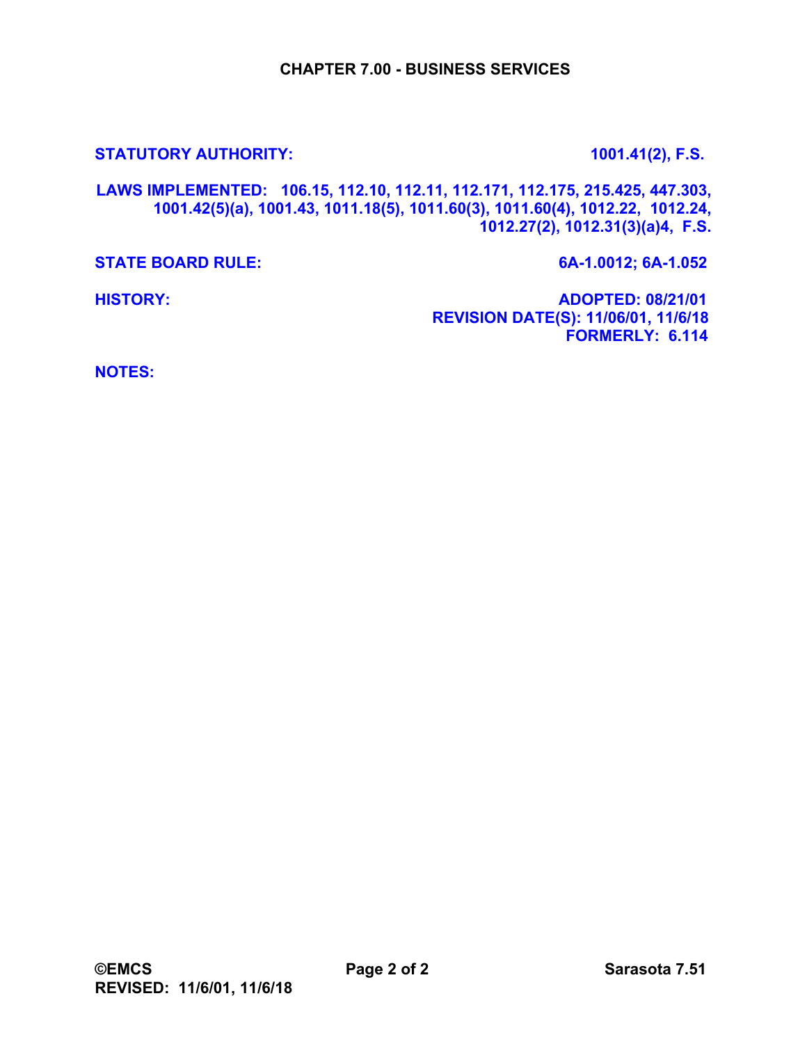**STATUTORY AUTHORITY:** 1001.41(2), F.S.

**LAWS IMPLEMENTED:** 106.15, 112.10, 112.11, 112.171, 112.175, 215.425, 447.303, 1001.42(5)(a), 1001.43, 1011.18(5), 1011.60(3), 1011.60(4), 1012.22, 1012.24, 1012.27(2), 1012.31(3)(a)4, F.S.

**STATE BOARD RULE:** 6A-1.0012; 6A-1.052

**HISTORY:** ADOPTED: 08/21/01
REVISION DATE(S): 11/06/01, 11/6/18
FORMERLY: 6.114

**NOTES:**